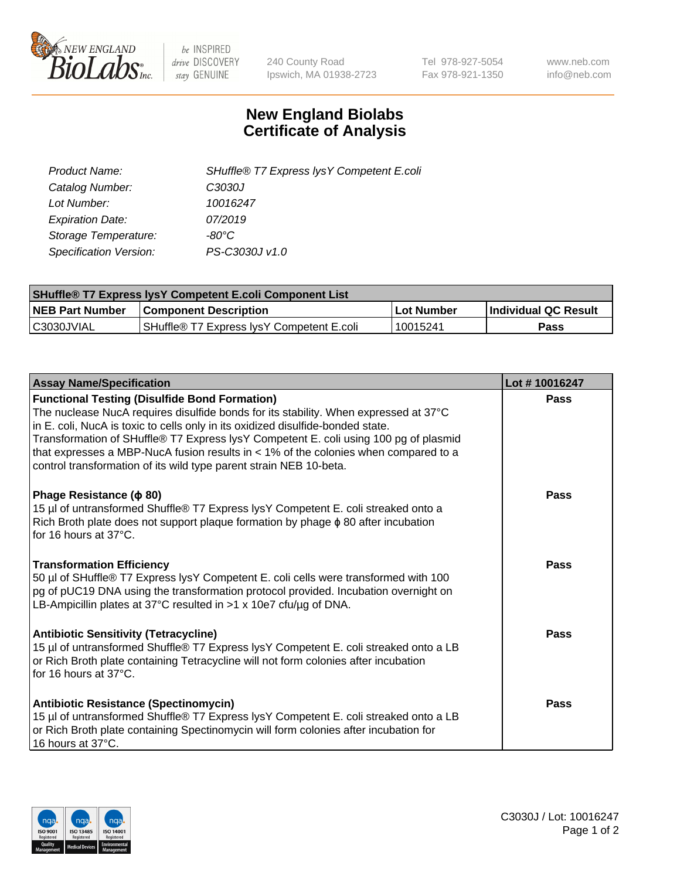# New England Biolabs Certificate of Analysis

| | |
|---|---|
| *Product Name:* | *SHuffle® T7 Express lysY Competent E.coli* |
| *Catalog Number:* | *C3030J* |
| *Lot Number:* | *10016247* |
| *Expiration Date:* | *07/2019* |
| *Storage Temperature:* | *-80°C* |
| *Specification Version:* | *PS-C3030J v1.0* |

| SHuffle® T7 Express lysY Competent E.coli Component List | | | |
|---|---|---|---|
| **NEB Part Number** | **Component Description** | **Lot Number** | **Individual QC Result** |
| C3030JVIAL | SHuffle® T7 Express lysY Competent E.coli | 10015241 | **Pass** |

| Assay Name/Specification | Lot # 10016247 |
|---|---|
| **Functional Testing (Disulfide Bond Formation)**<br>The nuclease NucA requires disulfide bonds for its stability. When expressed at 37°C in E. coli, NucA is toxic to cells only in its oxidized disulfide-bonded state. Transformation of SHuffle® T7 Express lysY Competent E. coli using 100 pg of plasmid that expresses a MBP-NucA fusion results in < 1% of the colonies when compared to a control transformation of its wild type parent strain NEB 10-beta. | **Pass** |
| **Phage Resistance (ϕ 80)**<br>15 µl of untransformed Shuffle® T7 Express lysY Competent E. coli streaked onto a Rich Broth plate does not support plaque formation by phage ϕ 80 after incubation for 16 hours at 37°C. | **Pass** |
| **Transformation Efficiency**<br>50 µl of SHuffle® T7 Express lysY Competent E. coli cells were transformed with 100 pg of pUC19 DNA using the transformation protocol provided. Incubation overnight on LB-Ampicillin plates at 37°C resulted in >1 x 10e7 cfu/µg of DNA. | **Pass** |
| **Antibiotic Sensitivity (Tetracycline)**<br>15 µl of untransformed Shuffle® T7 Express lysY Competent E. coli streaked onto a LB or Rich Broth plate containing Tetracycline will not form colonies after incubation for 16 hours at 37°C. | **Pass** |
| **Antibiotic Resistance (Spectinomycin)**<br>15 µl of untransformed Shuffle® T7 Express lysY Competent E. coli streaked onto a LB or Rich Broth plate containing Spectinomycin will form colonies after incubation for 16 hours at 37°C. | **Pass** |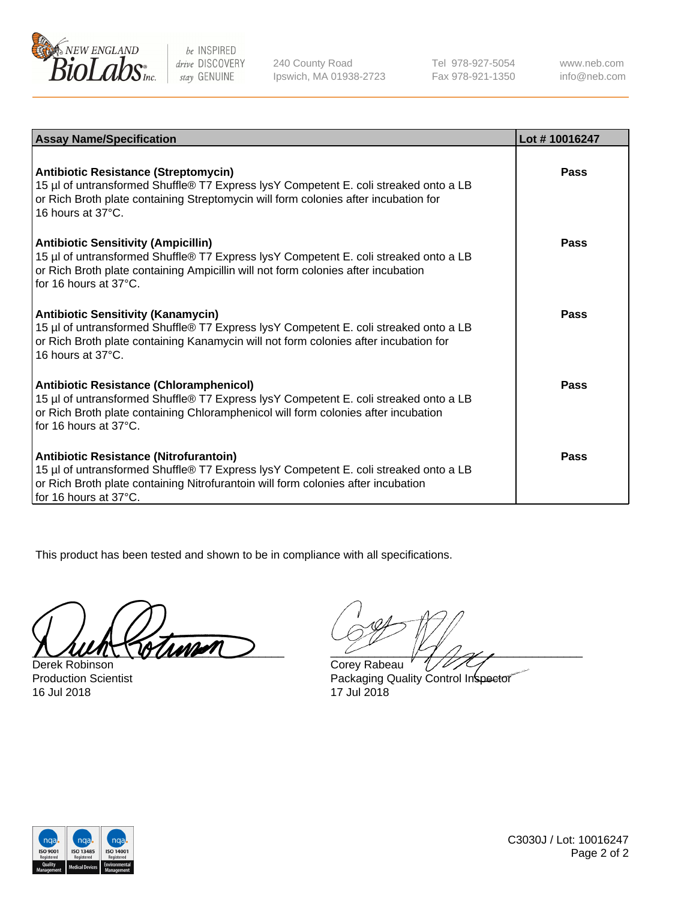NEW ENGLAND BioLabs Inc. — be INSPIRED drive DISCOVERY stay GENUINE

240 County Road
Ipswich, MA 01938-2723

Tel 978-927-5054
Fax 978-921-1350

www.neb.com
info@neb.com

| Assay Name/Specification | Lot # 10016247 |
| --- | --- |
| **Antibiotic Resistance (Streptomycin)**<br>15 µl of untransformed Shuffle® T7 Express lysY Competent E. coli streaked onto a LB or Rich Broth plate containing Streptomycin will form colonies after incubation for 16 hours at 37°C. | Pass |
| **Antibiotic Sensitivity (Ampicillin)**<br>15 µl of untransformed Shuffle® T7 Express lysY Competent E. coli streaked onto a LB or Rich Broth plate containing Ampicillin will not form colonies after incubation for 16 hours at 37°C. | Pass |
| **Antibiotic Sensitivity (Kanamycin)**<br>15 µl of untransformed Shuffle® T7 Express lysY Competent E. coli streaked onto a LB or Rich Broth plate containing Kanamycin will not form colonies after incubation for 16 hours at 37°C. | Pass |
| **Antibiotic Resistance (Chloramphenicol)**<br>15 µl of untransformed Shuffle® T7 Express lysY Competent E. coli streaked onto a LB or Rich Broth plate containing Chloramphenicol will form colonies after incubation for 16 hours at 37°C. | Pass |
| **Antibiotic Resistance (Nitrofurantoin)**<br>15 µl of untransformed Shuffle® T7 Express lysY Competent E. coli streaked onto a LB or Rich Broth plate containing Nitrofurantoin will form colonies after incubation for 16 hours at 37°C. | Pass |

This product has been tested and shown to be in compliance with all specifications.

Derek Robinson
Production Scientist
16 Jul 2018

Corey Rabeau
Packaging Quality Control Inspector
17 Jul 2018

C3030J / Lot: 10016247